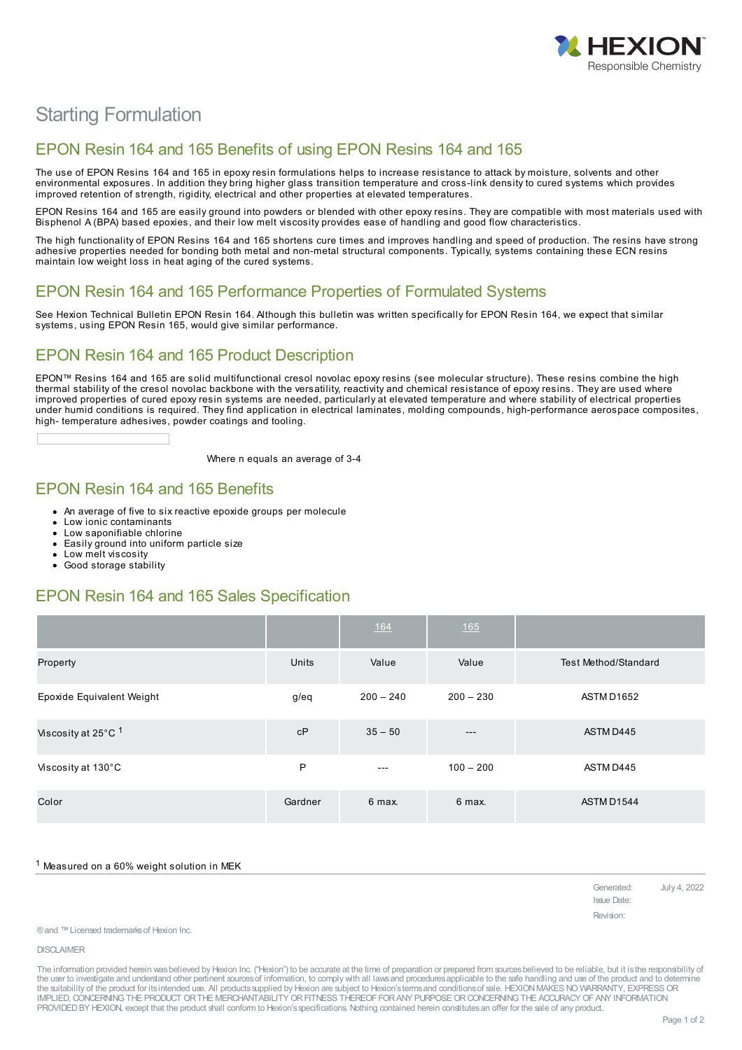# Starting Formulation

## EPON Resin 164 and 165 Benefits of using EPON Resins 164 and 165

The use of EPON Resins 164 and 165 in epoxy resin formulations helps to increase resistance to attack by moisture, solvents and other environmental exposures. In addition they bring higher glass transition temperature and cross-link density to cured systems which provides improved retention of strength, rigidity, electrical and other properties at elevated temperatures.

EPON Resins 164 and 165 are easily ground into powders or blended with other epoxy resins. They are compatible with most materials used with Bisphenol A (BPA) based epoxies, and their low melt viscosity provides ease of handling and good flow characteristics.

The high functionality of EPON Resins 164 and 165 shortens cure times and improves handling and speed of production. The resins have strong adhesive properties needed for bonding both metal and non-metal structural components. Typically, systems containing these ECN resins maintain low weight loss in heat aging of the cured systems.

## EPON Resin 164 and 165 Performance Properties of Formulated Systems

See Hexion Technical Bulletin EPON Resin 164. Although this bulletin was written specifically for EPON Resin 164, we expect that similar systems, using EPON Resin 165, would give similar performance.

## EPON Resin 164 and 165 Product Description

EPON™ Resins 164 and 165 are solid multifunctional cresol novolac epoxy resins (see molecular structure). These resins combine the high thermal stability of the cresol novolac backbone with the versatility, reactivity and chemical resistance of epoxy resins. They are used where improved properties of cured epoxy resin systems are needed, particularly at elevated temperature and where stability of electrical properties under humid conditions is required. They find application in electrical laminates, molding compounds, high-performance aerospace composites, high- temperature adhesives, powder coatings and tooling.

Where n equals an average of 3-4

## EPON Resin 164 and 165 Benefits

- An average of five to six reactive epoxide groups per molecule
- Low ionic contaminants
- Low saponifiable chlorine
- Easily ground into uniform particle size
- Low melt viscosity
- Good storage stability

## EPON Resin 164 and 165 Sales Specification

| | | 164 | 165 | |
|---|---|---|---|---|
| Property | Units | Value | Value | Test Method/Standard |
| Epoxide Equivalent Weight | g/eq | 200 – 240 | 200 – 230 | ASTM D1652 |
| Viscosity at 25°C [1] | cP | 35 – 50 | --- | ASTM D445 |
| Viscosity at 130°C | P | --- | 100 – 200 | ASTM D445 |
| Color | Gardner | 6 max. | 6 max. | ASTM D1544 |

[1] Measured on a 60% weight solution in MEK

Generated: July 4, 2022
Issue Date:
Revision:

® and ™ Licensed trademarks of Hexion Inc.

DISCLAIMER

The information provided herein was believed by Hexion Inc. ("Hexion") to be accurate at the time of preparation or prepared from sources believed to be reliable, but it is the responsibility of the user to investigate and understand other pertinent sources of information, to comply with all laws and procedures applicable to the safe handling and use of the product and to determine the suitability of the product for its intended use. All products supplied by Hexion are subject to Hexion's terms and conditions of sale. HEXION MAKES NO WARRANTY, EXPRESS OR IMPLIED, CONCERNING THE PRODUCT OR THE MERCHANTABILITY OR FITNESS THEREOF FOR ANY PURPOSE OR CONCERNING THE ACCURACY OF ANY INFORMATION PROVIDED BY HEXION, except that the product shall conform to Hexion's specifications. Nothing contained herein constitutes an offer for the sale of any product.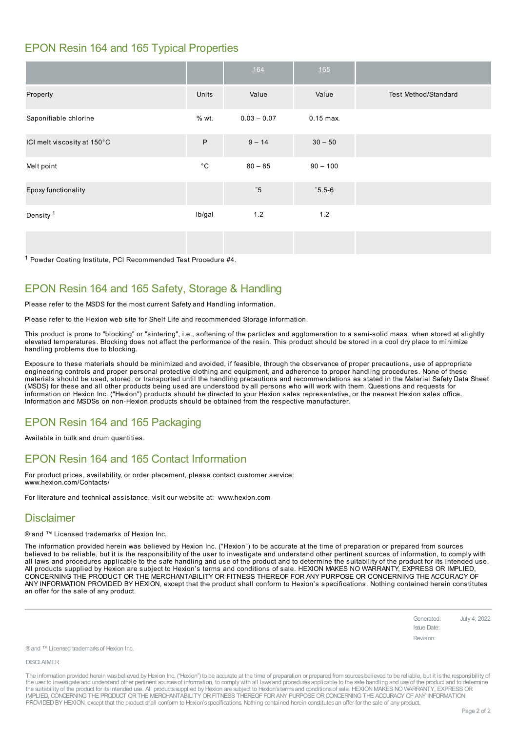## EPON Resin 164 and 165 Typical Properties

| | | 164 | 165 | |
|---|---|---|---|---|
| Property | Units | Value | Value | Test Method/Standard |
| Saponifiable chlorine | % wt. | 0.03 – 0.07 | 0.15 max. | |
| ICI melt viscosity at 150°C | P | 9 – 14 | 30 – 50 | |
| Melt point | °C | 80 – 85 | 90 – 100 | |
| Epoxy functionality | | ˜5 | ˜5.5-6 | |
| Density [1] | lb/gal | 1.2 | 1.2 | |
| | | | | |

[1] Powder Coating Institute, PCI Recommended Test Procedure #4.

## EPON Resin 164 and 165 Safety, Storage & Handling

Please refer to the MSDS for the most current Safety and Handling information.

Please refer to the Hexion web site for Shelf Life and recommended Storage information.

This product is prone to "blocking" or "sintering", i.e., softening of the particles and agglomeration to a semi-solid mass, when stored at slightly elevated temperatures. Blocking does not affect the performance of the resin. This product should be stored in a cool dry place to minimize handling problems due to blocking.

Exposure to these materials should be minimized and avoided, if feasible, through the observance of proper precautions, use of appropriate engineering controls and proper personal protective clothing and equipment, and adherence to proper handling procedures. None of these materials should be used, stored, or transported until the handling precautions and recommendations as stated in the Material Safety Data Sheet (MSDS) for these and all other products being used are understood by all persons who will work with them. Questions and requests for information on Hexion Inc. ("Hexion") products should be directed to your Hexion sales representative, or the nearest Hexion sales office. Information and MSDSs on non-Hexion products should be obtained from the respective manufacturer.

## EPON Resin 164 and 165 Packaging

Available in bulk and drum quantities.

## EPON Resin 164 and 165 Contact Information

For product prices, availability, or order placement, please contact customer service:
www.hexion.com/Contacts/

For literature and technical assistance, visit our website at: www.hexion.com

## Disclaimer

® and ™ Licensed trademarks of Hexion Inc.

The information provided herein was believed by Hexion Inc. ("Hexion") to be accurate at the time of preparation or prepared from sources believed to be reliable, but it is the responsibility of the user to investigate and understand other pertinent sources of information, to comply with all laws and procedures applicable to the safe handling and use of the product and to determine the suitability of the product for its intended use. All products supplied by Hexion are subject to Hexion's terms and conditions of sale. HEXION MAKES NO WARRANTY, EXPRESS OR IMPLIED, CONCERNING THE PRODUCT OR THE MERCHANTABILITY OR FITNESS THEREOF FOR ANY PURPOSE OR CONCERNING THE ACCURACY OF ANY INFORMATION PROVIDED BY HEXION, except that the product shall conform to Hexion's specifications. Nothing contained herein constitutes an offer for the sale of any product.

Generated: July 4, 2022
Issue Date:
Revision:

® and ™ Licensed trademarks of Hexion Inc.

DISCLAIMER

The information provided herein was believed by Hexion Inc. ("Hexion") to be accurate at the time of preparation or prepared from sources believed to be reliable, but it is the responsibility of the user to investigate and understand other pertinent sources of information, to comply with all laws and procedures applicable to the safe handling and use of the product and to determine the suitability of the product for its intended use. All products supplied by Hexion are subject to Hexion's terms and conditions of sale. HEXION MAKES NO WARRANTY, EXPRESS OR IMPLIED, CONCERNING THE PRODUCT OR THE MERCHANTABILITY OR FITNESS THEREOF FOR ANY PURPOSE OR CONCERNING THE ACCURACY OF ANY INFORMATION PROVIDED BY HEXION, except that the product shall conform to Hexion's specifications. Nothing contained herein constitutes an offer for the sale of any product.